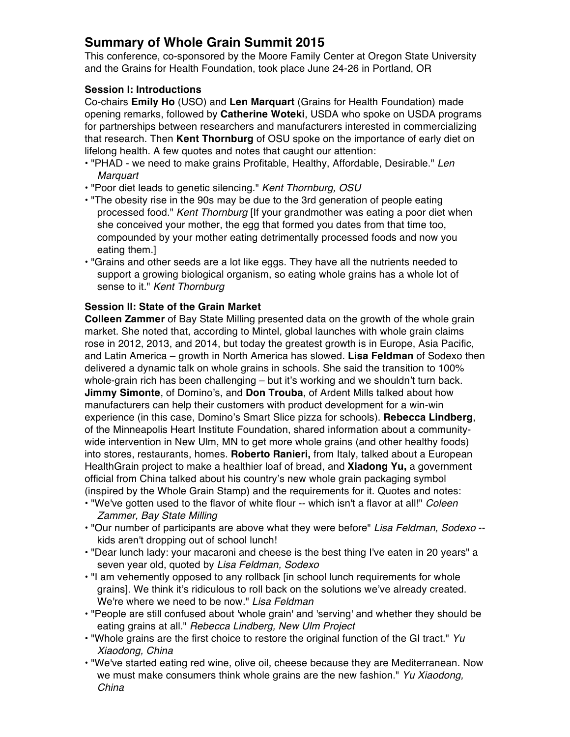# Summary of Whole Grain Summit 2015

This conference, co-sponsored by the Moore Family Center at Oregon State University and the Grains for Health Foundation, took place June 24-26 in Portland, OR

### Session I: Introductions

Co-chairs **Emily Ho** (USO) and **Len Marquart** (Grains for Health Foundation) made opening remarks, followed by **Catherine Woteki**, USDA who spoke on USDA programs for partnerships between researchers and manufacturers interested in commercializing that research. Then **Kent Thornburg** of OSU spoke on the importance of early diet on lifelong health. A few quotes and notes that caught our attention:

- "PHAD - we need to make grains Profitable, Healthy, Affordable, Desirable." *Len Marquart*
- "Poor diet leads to genetic silencing." *Kent Thornburg, OSU*
- "The obesity rise in the 90s may be due to the 3rd generation of people eating processed food." *Kent Thornburg* [If your grandmother was eating a poor diet when she conceived your mother, the egg that formed you dates from that time too, compounded by your mother eating detrimentally processed foods and now you eating them.]
- "Grains and other seeds are a lot like eggs. They have all the nutrients needed to support a growing biological organism, so eating whole grains has a whole lot of sense to it." *Kent Thornburg*

### Session II: State of the Grain Market

**Colleen Zammer** of Bay State Milling presented data on the growth of the whole grain market. She noted that, according to Mintel, global launches with whole grain claims rose in 2012, 2013, and 2014, but today the greatest growth is in Europe, Asia Pacific, and Latin America – growth in North America has slowed. **Lisa Feldman** of Sodexo then delivered a dynamic talk on whole grains in schools. She said the transition to 100% whole-grain rich has been challenging – but it's working and we shouldn't turn back. **Jimmy Simonte**, of Domino's, and **Don Trouba**, of Ardent Mills talked about how manufacturers can help their customers with product development for a win-win experience (in this case, Domino's Smart Slice pizza for schools). **Rebecca Lindberg**, of the Minneapolis Heart Institute Foundation, shared information about a community-wide intervention in New Ulm, MN to get more whole grains (and other healthy foods) into stores, restaurants, homes. **Roberto Ranieri,** from Italy, talked about a European HealthGrain project to make a healthier loaf of bread, and **Xiadong Yu,** a government official from China talked about his country's new whole grain packaging symbol (inspired by the Whole Grain Stamp) and the requirements for it. Quotes and notes:

- "We've gotten used to the flavor of white flour -- which isn't a flavor at all!" *Coleen Zammer, Bay State Milling*
- "Our number of participants are above what they were before" *Lisa Feldman, Sodexo* -- kids aren't dropping out of school lunch!
- "Dear lunch lady: your macaroni and cheese is the best thing I've eaten in 20 years" a seven year old, quoted by *Lisa Feldman, Sodexo*
- "I am vehemently opposed to any rollback [in school lunch requirements for whole grains]. We think it's ridiculous to roll back on the solutions we've already created. We're where we need to be now." *Lisa Feldman*
- "People are still confused about 'whole grain' and 'serving' and whether they should be eating grains at all." *Rebecca Lindberg, New Ulm Project*
- "Whole grains are the first choice to restore the original function of the GI tract." *Yu Xiaodong, China*
- "We've started eating red wine, olive oil, cheese because they are Mediterranean. Now we must make consumers think whole grains are the new fashion." *Yu Xiaodong, China*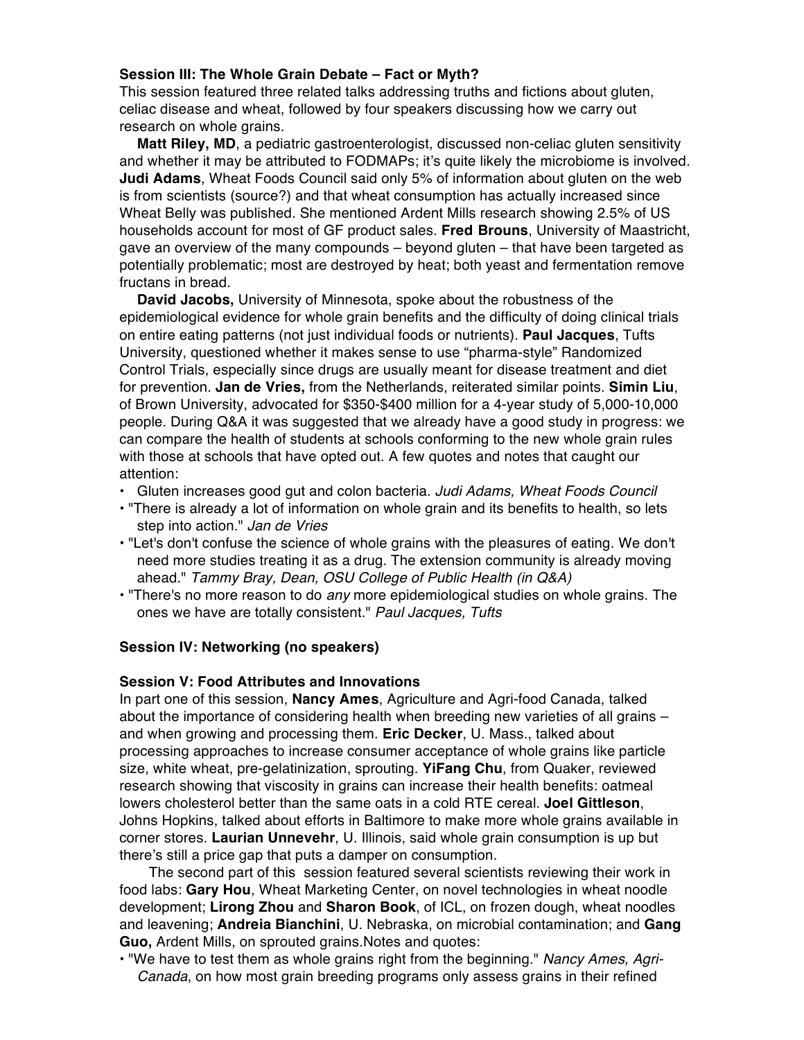**Session III: The Whole Grain Debate – Fact or Myth?**

This session featured three related talks addressing truths and fictions about gluten, celiac disease and wheat, followed by four speakers discussing how we carry out research on whole grains.

**Matt Riley, MD**, a pediatric gastroenterologist, discussed non-celiac gluten sensitivity and whether it may be attributed to FODMAPs; it's quite likely the microbiome is involved. **Judi Adams**, Wheat Foods Council said only 5% of information about gluten on the web is from scientists (source?) and that wheat consumption has actually increased since Wheat Belly was published. She mentioned Ardent Mills research showing 2.5% of US households account for most of GF product sales. **Fred Brouns**, University of Maastricht, gave an overview of the many compounds – beyond gluten – that have been targeted as potentially problematic; most are destroyed by heat; both yeast and fermentation remove fructans in bread.

**David Jacobs,** University of Minnesota, spoke about the robustness of the epidemiological evidence for whole grain benefits and the difficulty of doing clinical trials on entire eating patterns (not just individual foods or nutrients). **Paul Jacques**, Tufts University, questioned whether it makes sense to use "pharma-style" Randomized Control Trials, especially since drugs are usually meant for disease treatment and diet for prevention. **Jan de Vries,** from the Netherlands, reiterated similar points. **Simin Liu**, of Brown University, advocated for $350-$400 million for a 4-year study of 5,000-10,000 people. During Q&A it was suggested that we already have a good study in progress: we can compare the health of students at schools conforming to the new whole grain rules with those at schools that have opted out. A few quotes and notes that caught our attention:

- Gluten increases good gut and colon bacteria. *Judi Adams, Wheat Foods Council*
- "There is already a lot of information on whole grain and its benefits to health, so lets step into action." *Jan de Vries*
- "Let's don't confuse the science of whole grains with the pleasures of eating. We don't need more studies treating it as a drug. The extension community is already moving ahead." *Tammy Bray, Dean, OSU College of Public Health (in Q&A)*
- "There's no more reason to do *any* more epidemiological studies on whole grains. The ones we have are totally consistent." *Paul Jacques, Tufts*

**Session IV: Networking (no speakers)**

**Session V: Food Attributes and Innovations**

In part one of this session, **Nancy Ames**, Agriculture and Agri-food Canada, talked about the importance of considering health when breeding new varieties of all grains – and when growing and processing them. **Eric Decker**, U. Mass., talked about processing approaches to increase consumer acceptance of whole grains like particle size, white wheat, pre-gelatinization, sprouting. **YiFang Chu**, from Quaker, reviewed research showing that viscosity in grains can increase their health benefits: oatmeal lowers cholesterol better than the same oats in a cold RTE cereal. **Joel Gittleson**, Johns Hopkins, talked about efforts in Baltimore to make more whole grains available in corner stores. **Laurian Unnevehr**, U. Illinois, said whole grain consumption is up but there's still a price gap that puts a damper on consumption.

The second part of this session featured several scientists reviewing their work in food labs: **Gary Hou**, Wheat Marketing Center, on novel technologies in wheat noodle development; **Lirong Zhou** and **Sharon Book**, of ICL, on frozen dough, wheat noodles and leavening; **Andreia Bianchini**, U. Nebraska, on microbial contamination; and **Gang Guo,** Ardent Mills, on sprouted grains.Notes and quotes:

- "We have to test them as whole grains right from the beginning." *Nancy Ames, Agri-Canada*, on how most grain breeding programs only assess grains in their refined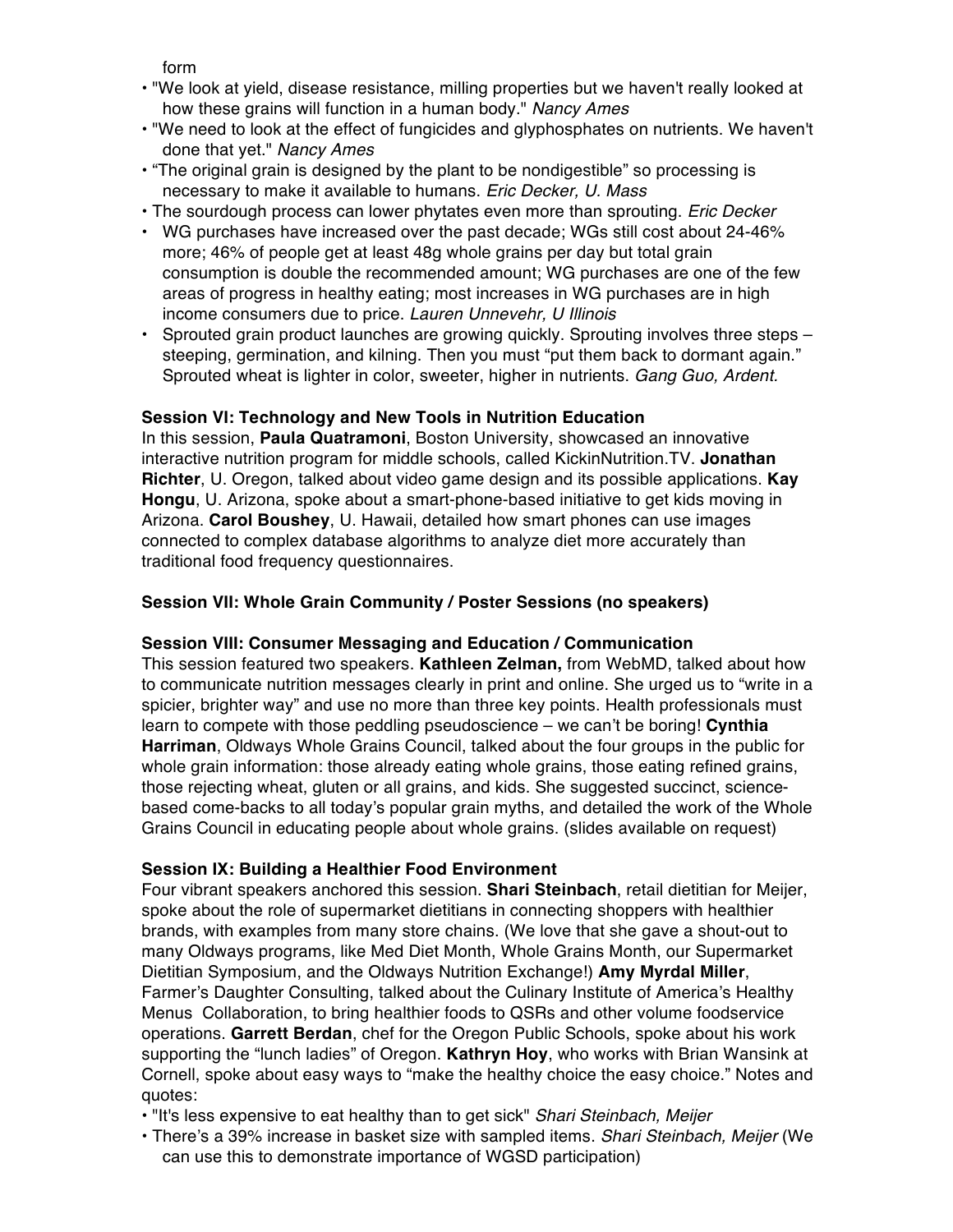form

- "We look at yield, disease resistance, milling properties but we haven't really looked at how these grains will function in a human body." *Nancy Ames*
- "We need to look at the effect of fungicides and glyphosphates on nutrients. We haven't done that yet." *Nancy Ames*
- "The original grain is designed by the plant to be nondigestible" so processing is necessary to make it available to humans. *Eric Decker, U. Mass*
- The sourdough process can lower phytates even more than sprouting. *Eric Decker*
- WG purchases have increased over the past decade; WGs still cost about 24-46% more; 46% of people get at least 48g whole grains per day but total grain consumption is double the recommended amount; WG purchases are one of the few areas of progress in healthy eating; most increases in WG purchases are in high income consumers due to price. *Lauren Unnevehr, U Illinois*
- Sprouted grain product launches are growing quickly. Sprouting involves three steps – steeping, germination, and kilning. Then you must "put them back to dormant again." Sprouted wheat is lighter in color, sweeter, higher in nutrients. *Gang Guo, Ardent.*

**Session VI: Technology and New Tools in Nutrition Education**

In this session, **Paula Quatramoni**, Boston University, showcased an innovative interactive nutrition program for middle schools, called KickinNutrition.TV. **Jonathan Richter**, U. Oregon, talked about video game design and its possible applications. **Kay Hongu**, U. Arizona, spoke about a smart-phone-based initiative to get kids moving in Arizona. **Carol Boushey**, U. Hawaii, detailed how smart phones can use images connected to complex database algorithms to analyze diet more accurately than traditional food frequency questionnaires.

**Session VII: Whole Grain Community / Poster Sessions (no speakers)**

**Session VIII: Consumer Messaging and Education / Communication**

This session featured two speakers. **Kathleen Zelman,** from WebMD, talked about how to communicate nutrition messages clearly in print and online. She urged us to "write in a spicier, brighter way" and use no more than three key points. Health professionals must learn to compete with those peddling pseudoscience – we can't be boring! **Cynthia Harriman**, Oldways Whole Grains Council, talked about the four groups in the public for whole grain information: those already eating whole grains, those eating refined grains, those rejecting wheat, gluten or all grains, and kids. She suggested succinct, science-based come-backs to all today's popular grain myths, and detailed the work of the Whole Grains Council in educating people about whole grains. (slides available on request)

**Session IX: Building a Healthier Food Environment**

Four vibrant speakers anchored this session. **Shari Steinbach**, retail dietitian for Meijer, spoke about the role of supermarket dietitians in connecting shoppers with healthier brands, with examples from many store chains. (We love that she gave a shout-out to many Oldways programs, like Med Diet Month, Whole Grains Month, our Supermarket Dietitian Symposium, and the Oldways Nutrition Exchange!) **Amy Myrdal Miller**, Farmer's Daughter Consulting, talked about the Culinary Institute of America's Healthy Menus Collaboration, to bring healthier foods to QSRs and other volume foodservice operations. **Garrett Berdan**, chef for the Oregon Public Schools, spoke about his work supporting the "lunch ladies" of Oregon. **Kathryn Hoy**, who works with Brian Wansink at Cornell, spoke about easy ways to "make the healthy choice the easy choice." Notes and quotes:

- "It's less expensive to eat healthy than to get sick" *Shari Steinbach, Meijer*
- There's a 39% increase in basket size with sampled items. *Shari Steinbach, Meijer* (We can use this to demonstrate importance of WGSD participation)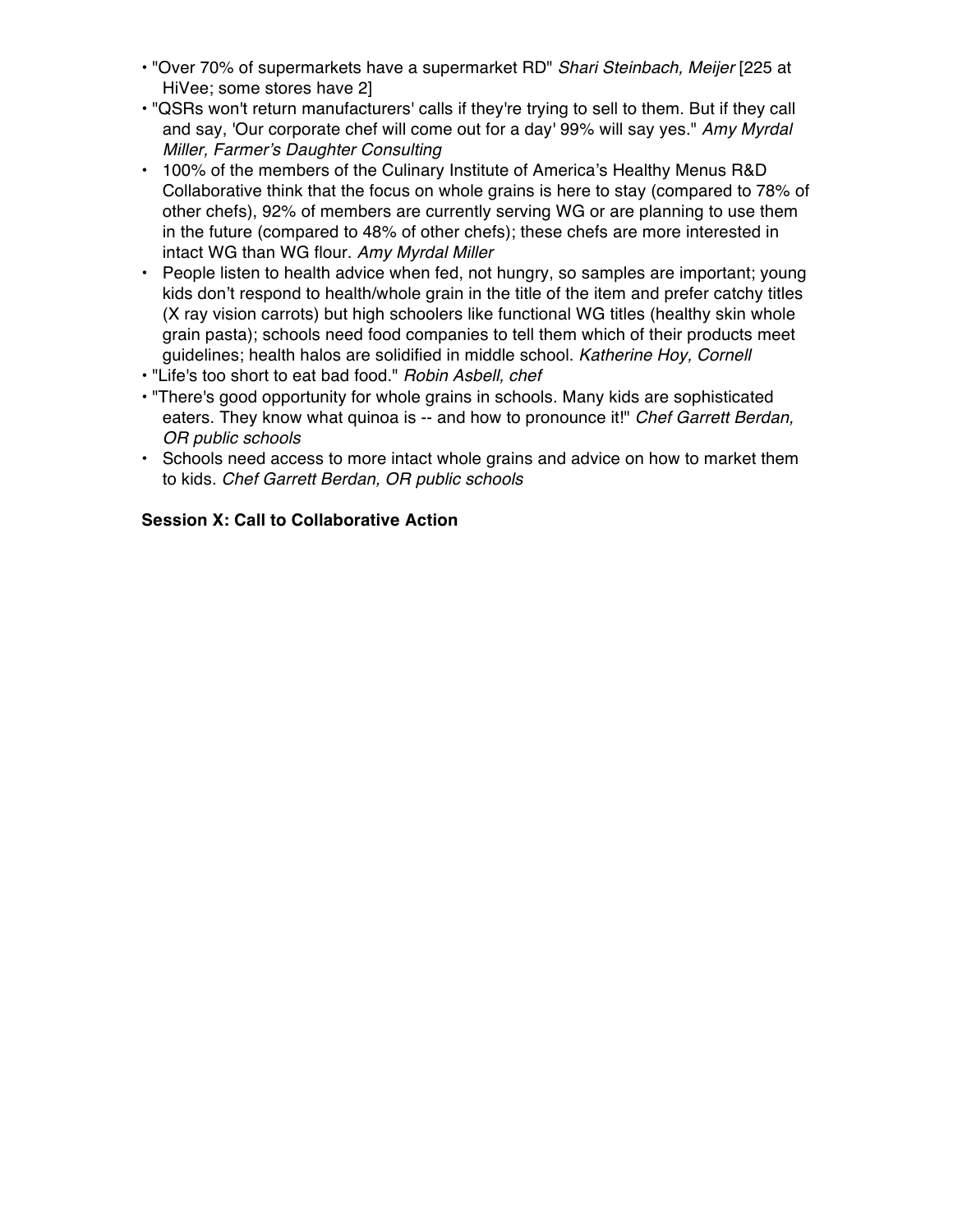- "Over 70% of supermarkets have a supermarket RD" *Shari Steinbach, Meijer* [225 at HiVee; some stores have 2]
- "QSRs won't return manufacturers' calls if they're trying to sell to them. But if they call and say, 'Our corporate chef will come out for a day' 99% will say yes." *Amy Myrdal Miller, Farmer's Daughter Consulting*
- 100% of the members of the Culinary Institute of America's Healthy Menus R&D Collaborative think that the focus on whole grains is here to stay (compared to 78% of other chefs), 92% of members are currently serving WG or are planning to use them in the future (compared to 48% of other chefs); these chefs are more interested in intact WG than WG flour. *Amy Myrdal Miller*
- People listen to health advice when fed, not hungry, so samples are important; young kids don't respond to health/whole grain in the title of the item and prefer catchy titles (X ray vision carrots) but high schoolers like functional WG titles (healthy skin whole grain pasta); schools need food companies to tell them which of their products meet guidelines; health halos are solidified in middle school. *Katherine Hoy, Cornell*
- "Life's too short to eat bad food." *Robin Asbell, chef*
- "There's good opportunity for whole grains in schools. Many kids are sophisticated eaters. They know what quinoa is -- and how to pronounce it!" *Chef Garrett Berdan, OR public schools*
- Schools need access to more intact whole grains and advice on how to market them to kids. *Chef Garrett Berdan, OR public schools*

**Session X: Call to Collaborative Action**